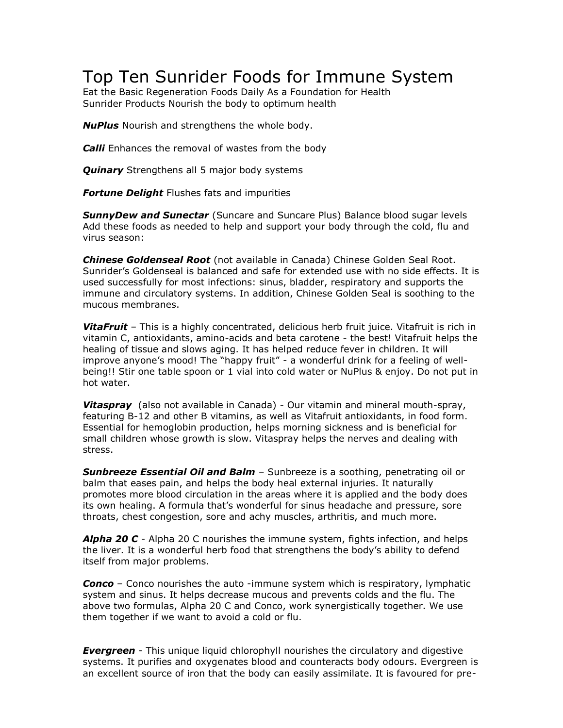# Top Ten Sunrider Foods for Immune System

Eat the Basic Regeneration Foods Daily As a Foundation for Health
Sunrider Products Nourish the body to optimum health

***NuPlus*** Nourish and strengthens the whole body.

***Calli*** Enhances the removal of wastes from the body

***Quinary*** Strengthens all 5 major body systems

***Fortune Delight*** Flushes fats and impurities

***SunnyDew and Sunectar*** (Suncare and Suncare Plus) Balance blood sugar levels
Add these foods as needed to help and support your body through the cold, flu and virus season:

***Chinese Goldenseal Root*** (not available in Canada) Chinese Golden Seal Root. Sunrider's Goldenseal is balanced and safe for extended use with no side effects. It is used successfully for most infections: sinus, bladder, respiratory and supports the immune and circulatory systems. In addition, Chinese Golden Seal is soothing to the mucous membranes.

***VitaFruit*** – This is a highly concentrated, delicious herb fruit juice. Vitafruit is rich in vitamin C, antioxidants, amino-acids and beta carotene - the best! Vitafruit helps the healing of tissue and slows aging. It has helped reduce fever in children. It will improve anyone's mood! The "happy fruit" - a wonderful drink for a feeling of well-being!! Stir one table spoon or 1 vial into cold water or NuPlus & enjoy. Do not put in hot water.

***Vitaspray*** (also not available in Canada) - Our vitamin and mineral mouth-spray, featuring B-12 and other B vitamins, as well as Vitafruit antioxidants, in food form. Essential for hemoglobin production, helps morning sickness and is beneficial for small children whose growth is slow. Vitaspray helps the nerves and dealing with stress.

***Sunbreeze Essential Oil and Balm*** – Sunbreeze is a soothing, penetrating oil or balm that eases pain, and helps the body heal external injuries. It naturally promotes more blood circulation in the areas where it is applied and the body does its own healing. A formula that's wonderful for sinus headache and pressure, sore throats, chest congestion, sore and achy muscles, arthritis, and much more.

***Alpha 20 C*** - Alpha 20 C nourishes the immune system, fights infection, and helps the liver. It is a wonderful herb food that strengthens the body's ability to defend itself from major problems.

***Conco*** – Conco nourishes the auto -immune system which is respiratory, lymphatic system and sinus. It helps decrease mucous and prevents colds and the flu. The above two formulas, Alpha 20 C and Conco, work synergistically together. We use them together if we want to avoid a cold or flu.

***Evergreen*** - This unique liquid chlorophyll nourishes the circulatory and digestive systems. It purifies and oxygenates blood and counteracts body odours. Evergreen is an excellent source of iron that the body can easily assimilate. It is favoured for pre-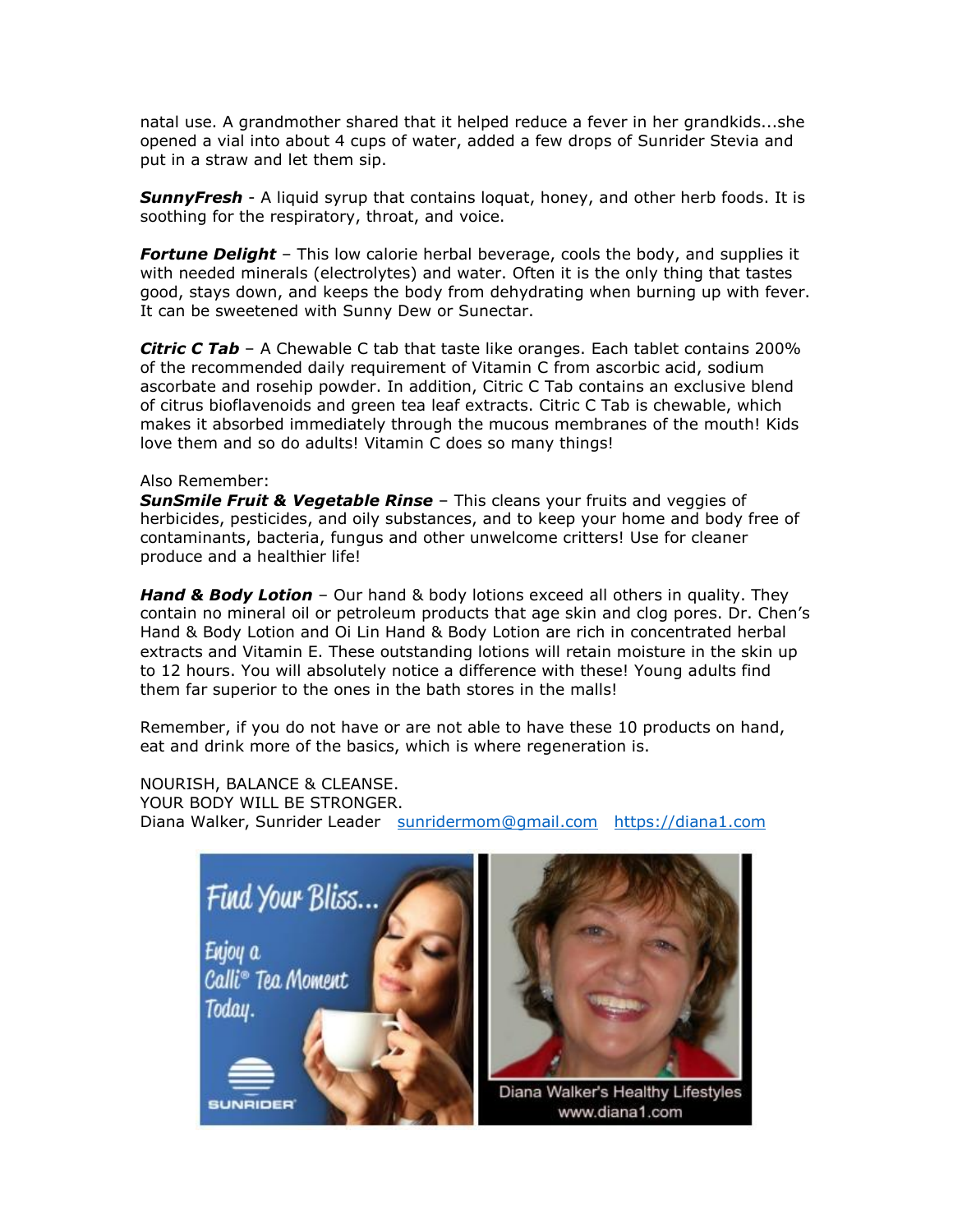natal use. A grandmother shared that it helped reduce a fever in her grandkids...she opened a vial into about 4 cups of water, added a few drops of Sunrider Stevia and put in a straw and let them sip.

***SunnyFresh*** - A liquid syrup that contains loquat, honey, and other herb foods. It is soothing for the respiratory, throat, and voice.

***Fortune Delight*** – This low calorie herbal beverage, cools the body, and supplies it with needed minerals (electrolytes) and water. Often it is the only thing that tastes good, stays down, and keeps the body from dehydrating when burning up with fever. It can be sweetened with Sunny Dew or Sunectar.

***Citric C Tab*** – A Chewable C tab that taste like oranges. Each tablet contains 200% of the recommended daily requirement of Vitamin C from ascorbic acid, sodium ascorbate and rosehip powder. In addition, Citric C Tab contains an exclusive blend of citrus bioflavenoids and green tea leaf extracts. Citric C Tab is chewable, which makes it absorbed immediately through the mucous membranes of the mouth! Kids love them and so do adults! Vitamin C does so many things!

Also Remember:
***SunSmile Fruit & Vegetable Rinse*** – This cleans your fruits and veggies of herbicides, pesticides, and oily substances, and to keep your home and body free of contaminants, bacteria, fungus and other unwelcome critters! Use for cleaner produce and a healthier life!

***Hand & Body Lotion*** – Our hand & body lotions exceed all others in quality. They contain no mineral oil or petroleum products that age skin and clog pores. Dr. Chen's Hand & Body Lotion and Oi Lin Hand & Body Lotion are rich in concentrated herbal extracts and Vitamin E. These outstanding lotions will retain moisture in the skin up to 12 hours. You will absolutely notice a difference with these! Young adults find them far superior to the ones in the bath stores in the malls!

Remember, if you do not have or are not able to have these 10 products on hand, eat and drink more of the basics, which is where regeneration is.

NOURISH, BALANCE & CLEANSE.
YOUR BODY WILL BE STRONGER.
Diana Walker, Sunrider Leader sunridermom@gmail.com https://diana1.com

Find Your Bliss...
Enjoy a Calli® Tea Moment Today.
SUNRIDER

Diana Walker's Healthy Lifestyles
www.diana1.com